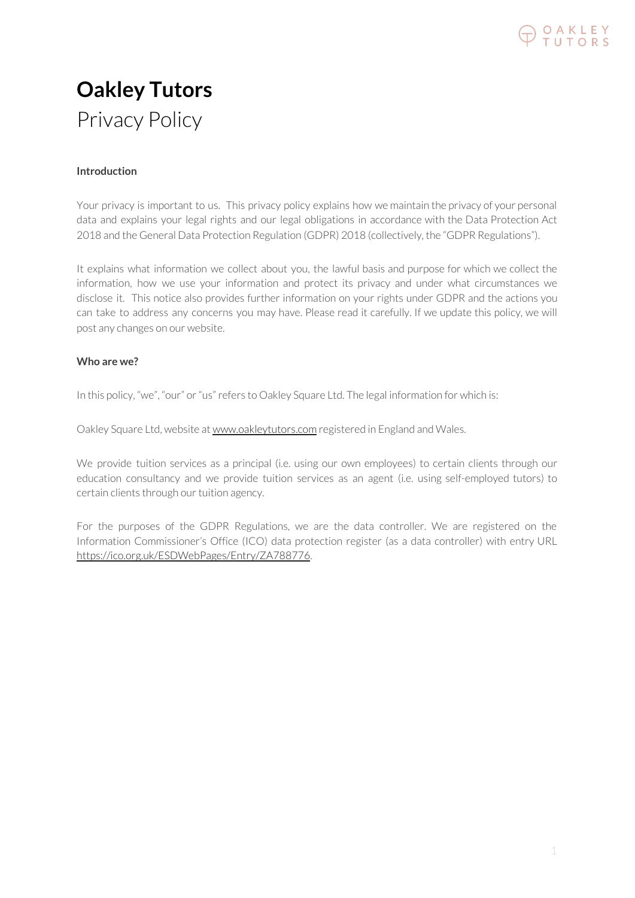# Oakley Tutors

## Privacy Policy

**Introduction**

Your privacy is important to us. This privacy policy explains how we maintain the privacy of your personal data and explains your legal rights and our legal obligations in accordance with the Data Protection Act 2018 and the General Data Protection Regulation (GDPR) 2018 (collectively, the "GDPR Regulations").

It explains what information we collect about you, the lawful basis and purpose for which we collect the information, how we use your information and protect its privacy and under what circumstances we disclose it. This notice also provides further information on your rights under GDPR and the actions you can take to address any concerns you may have. Please read it carefully. If we update this policy, we will post any changes on our website.

**Who are we?**

In this policy, "we", "our" or "us" refers to Oakley Square Ltd. The legal information for which is:

Oakley Square Ltd, website at www.oakleytutors.com registered in England and Wales.

We provide tuition services as a principal (i.e. using our own employees) to certain clients through our education consultancy and we provide tuition services as an agent (i.e. using self-employed tutors) to certain clients through our tuition agency.

For the purposes of the GDPR Regulations, we are the data controller. We are registered on the Information Commissioner's Office (ICO) data protection register (as a data controller) with entry URL https://ico.org.uk/ESDWebPages/Entry/ZA788776.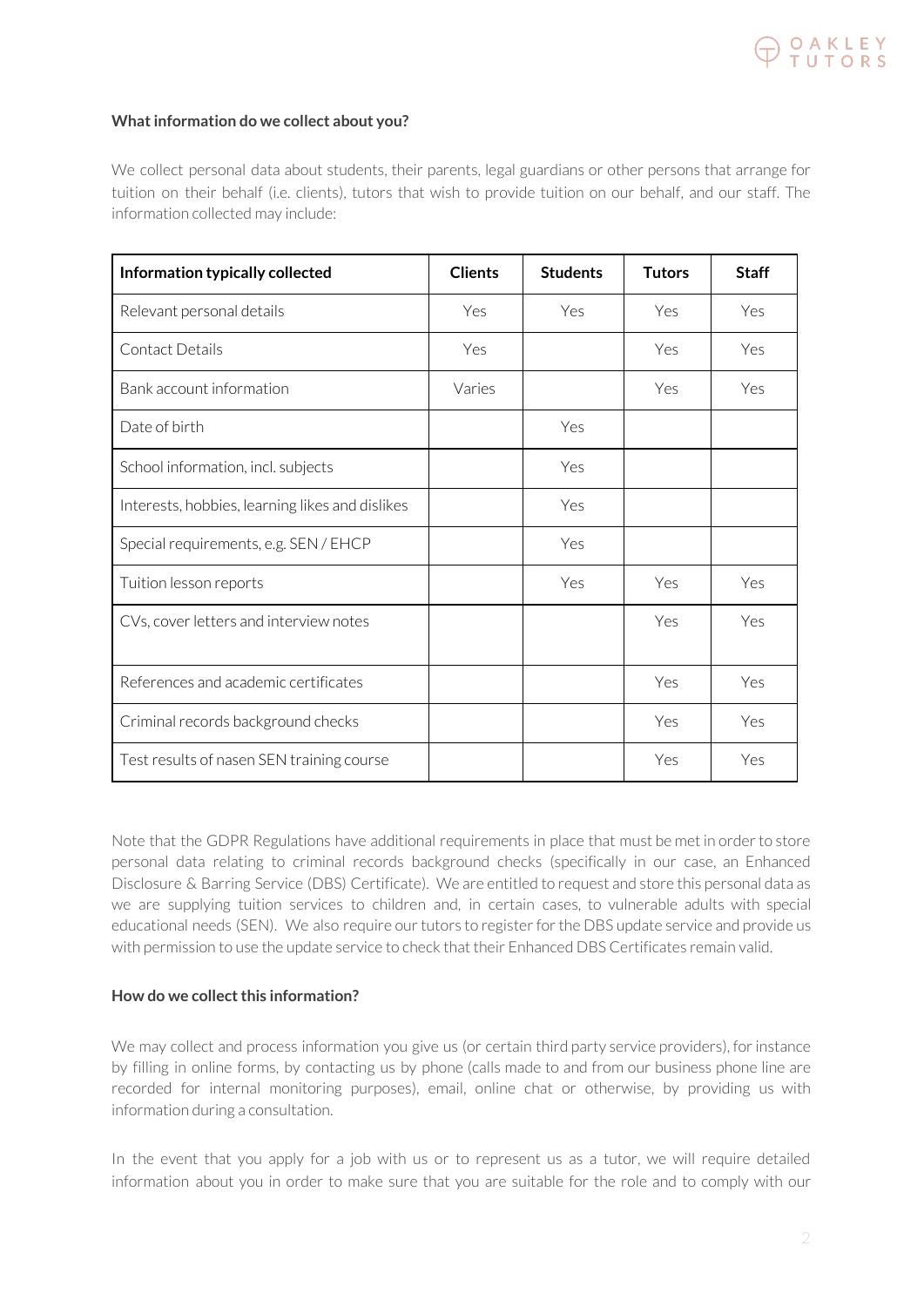**What information do we collect about you?**

We collect personal data about students, their parents, legal guardians or other persons that arrange for tuition on their behalf (i.e. clients), tutors that wish to provide tuition on our behalf, and our staff. The information collected may include:

| Information typically collected | Clients | Students | Tutors | Staff |
|---|---|---|---|---|
| Relevant personal details | Yes | Yes | Yes | Yes |
| Contact Details | Yes | | Yes | Yes |
| Bank account information | Varies | | Yes | Yes |
| Date of birth | | Yes | | |
| School information, incl. subjects | | Yes | | |
| Interests, hobbies, learning likes and dislikes | | Yes | | |
| Special requirements, e.g. SEN / EHCP | | Yes | | |
| Tuition lesson reports | | Yes | Yes | Yes |
| CVs, cover letters and interview notes | | | Yes | Yes |
| References and academic certificates | | | Yes | Yes |
| Criminal records background checks | | | Yes | Yes |
| Test results of nasen SEN training course | | | Yes | Yes |

Note that the GDPR Regulations have additional requirements in place that must be met in order to store personal data relating to criminal records background checks (specifically in our case, an Enhanced Disclosure & Barring Service (DBS) Certificate). We are entitled to request and store this personal data as we are supplying tuition services to children and, in certain cases, to vulnerable adults with special educational needs (SEN). We also require our tutors to register for the DBS update service and provide us with permission to use the update service to check that their Enhanced DBS Certificates remain valid.

**How do we collect this information?**

We may collect and process information you give us (or certain third party service providers), for instance by filling in online forms, by contacting us by phone (calls made to and from our business phone line are recorded for internal monitoring purposes), email, online chat or otherwise, by providing us with information during a consultation.

In the event that you apply for a job with us or to represent us as a tutor, we will require detailed information about you in order to make sure that you are suitable for the role and to comply with our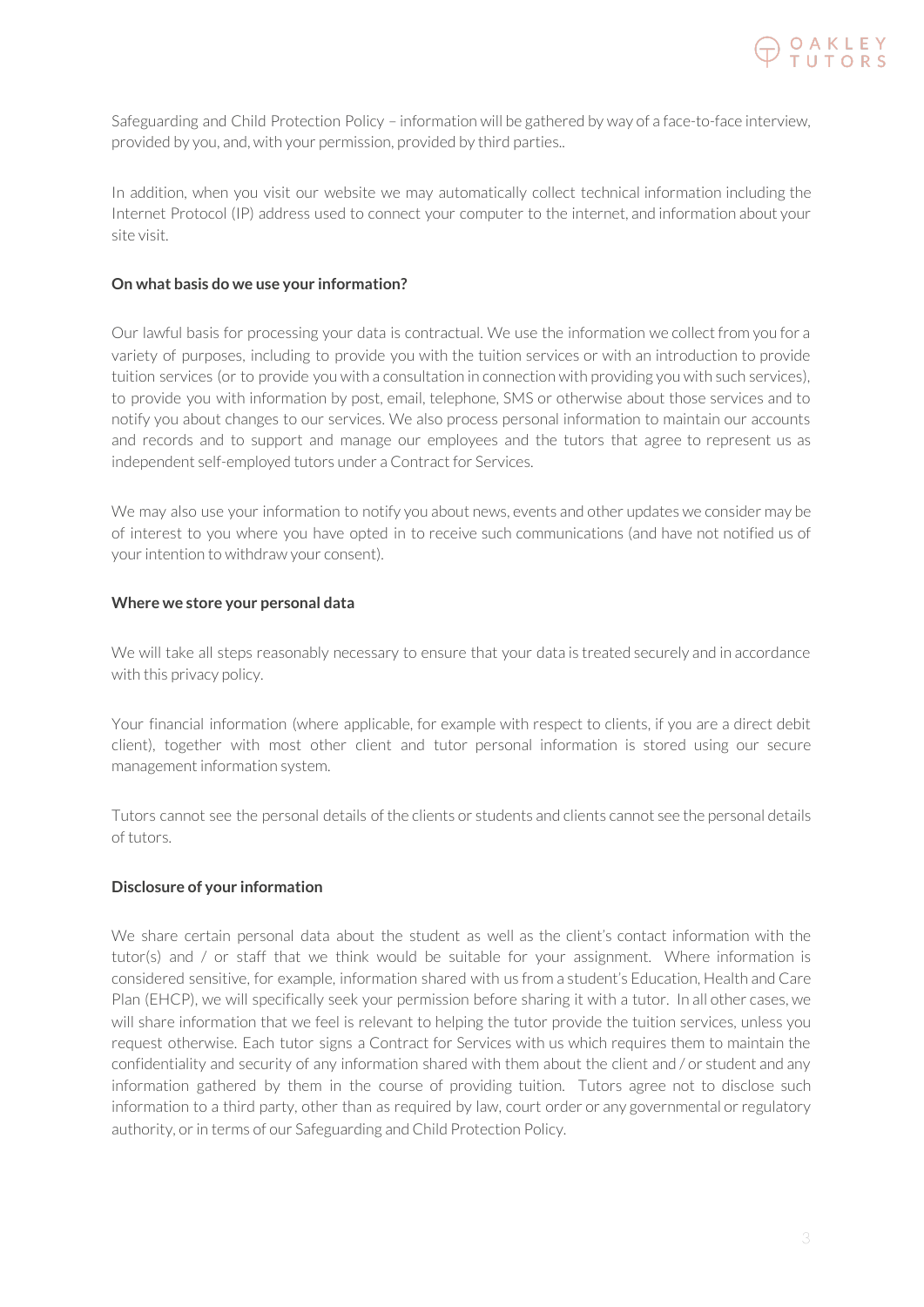Safeguarding and Child Protection Policy – information will be gathered by way of a face-to-face interview, provided by you, and, with your permission, provided by third parties..

In addition, when you visit our website we may automatically collect technical information including the Internet Protocol (IP) address used to connect your computer to the internet, and information about your site visit.

**On what basis do we use your information?**

Our lawful basis for processing your data is contractual. We use the information we collect from you for a variety of purposes, including to provide you with the tuition services or with an introduction to provide tuition services (or to provide you with a consultation in connection with providing you with such services), to provide you with information by post, email, telephone, SMS or otherwise about those services and to notify you about changes to our services. We also process personal information to maintain our accounts and records and to support and manage our employees and the tutors that agree to represent us as independent self-employed tutors under a Contract for Services.

We may also use your information to notify you about news, events and other updates we consider may be of interest to you where you have opted in to receive such communications (and have not notified us of your intention to withdraw your consent).

**Where we store your personal data**

We will take all steps reasonably necessary to ensure that your data is treated securely and in accordance with this privacy policy.

Your financial information (where applicable, for example with respect to clients, if you are a direct debit client), together with most other client and tutor personal information is stored using our secure management information system.

Tutors cannot see the personal details of the clients or students and clients cannot see the personal details of tutors.

**Disclosure of your information**

We share certain personal data about the student as well as the client's contact information with the tutor(s) and / or staff that we think would be suitable for your assignment. Where information is considered sensitive, for example, information shared with us from a student's Education, Health and Care Plan (EHCP), we will specifically seek your permission before sharing it with a tutor. In all other cases, we will share information that we feel is relevant to helping the tutor provide the tuition services, unless you request otherwise. Each tutor signs a Contract for Services with us which requires them to maintain the confidentiality and security of any information shared with them about the client and / or student and any information gathered by them in the course of providing tuition. Tutors agree not to disclose such information to a third party, other than as required by law, court order or any governmental or regulatory authority, or in terms of our Safeguarding and Child Protection Policy.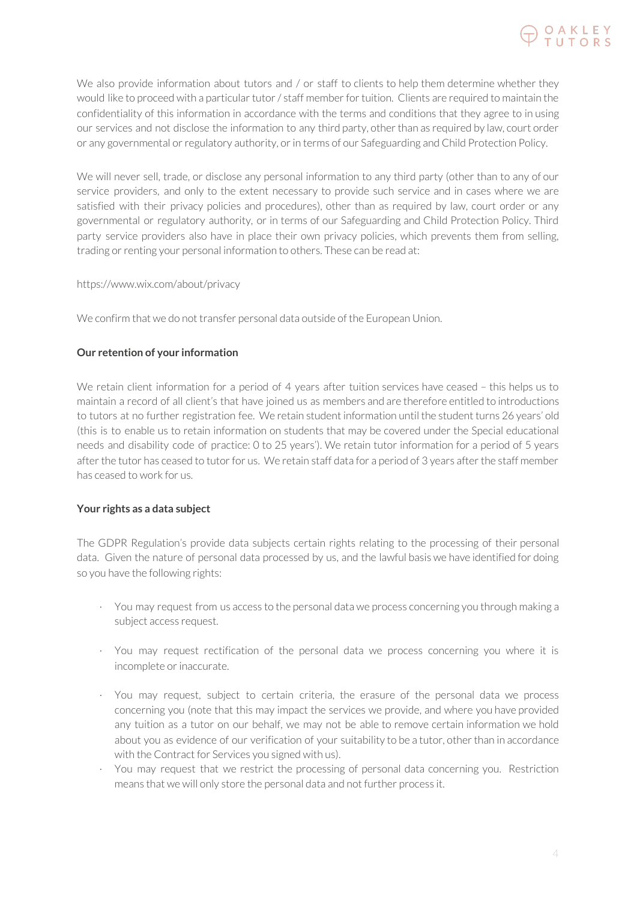We also provide information about tutors and / or staff to clients to help them determine whether they would like to proceed with a particular tutor / staff member for tuition. Clients are required to maintain the confidentiality of this information in accordance with the terms and conditions that they agree to in using our services and not disclose the information to any third party, other than as required by law, court order or any governmental or regulatory authority, or in terms of our Safeguarding and Child Protection Policy.

We will never sell, trade, or disclose any personal information to any third party (other than to any of our service providers, and only to the extent necessary to provide such service and in cases where we are satisfied with their privacy policies and procedures), other than as required by law, court order or any governmental or regulatory authority, or in terms of our Safeguarding and Child Protection Policy. Third party service providers also have in place their own privacy policies, which prevents them from selling, trading or renting your personal information to others. These can be read at:

https://www.wix.com/about/privacy

We confirm that we do not transfer personal data outside of the European Union.

**Our retention of your information**

We retain client information for a period of 4 years after tuition services have ceased – this helps us to maintain a record of all client's that have joined us as members and are therefore entitled to introductions to tutors at no further registration fee. We retain student information until the student turns 26 years' old (this is to enable us to retain information on students that may be covered under the Special educational needs and disability code of practice: 0 to 25 years'). We retain tutor information for a period of 5 years after the tutor has ceased to tutor for us. We retain staff data for a period of 3 years after the staff member has ceased to work for us.

**Your rights as a data subject**

The GDPR Regulation's provide data subjects certain rights relating to the processing of their personal data. Given the nature of personal data processed by us, and the lawful basis we have identified for doing so you have the following rights:

- You may request from us access to the personal data we process concerning you through making a subject access request.
- You may request rectification of the personal data we process concerning you where it is incomplete or inaccurate.
- You may request, subject to certain criteria, the erasure of the personal data we process concerning you (note that this may impact the services we provide, and where you have provided any tuition as a tutor on our behalf, we may not be able to remove certain information we hold about you as evidence of our verification of your suitability to be a tutor, other than in accordance with the Contract for Services you signed with us).
- You may request that we restrict the processing of personal data concerning you. Restriction means that we will only store the personal data and not further process it.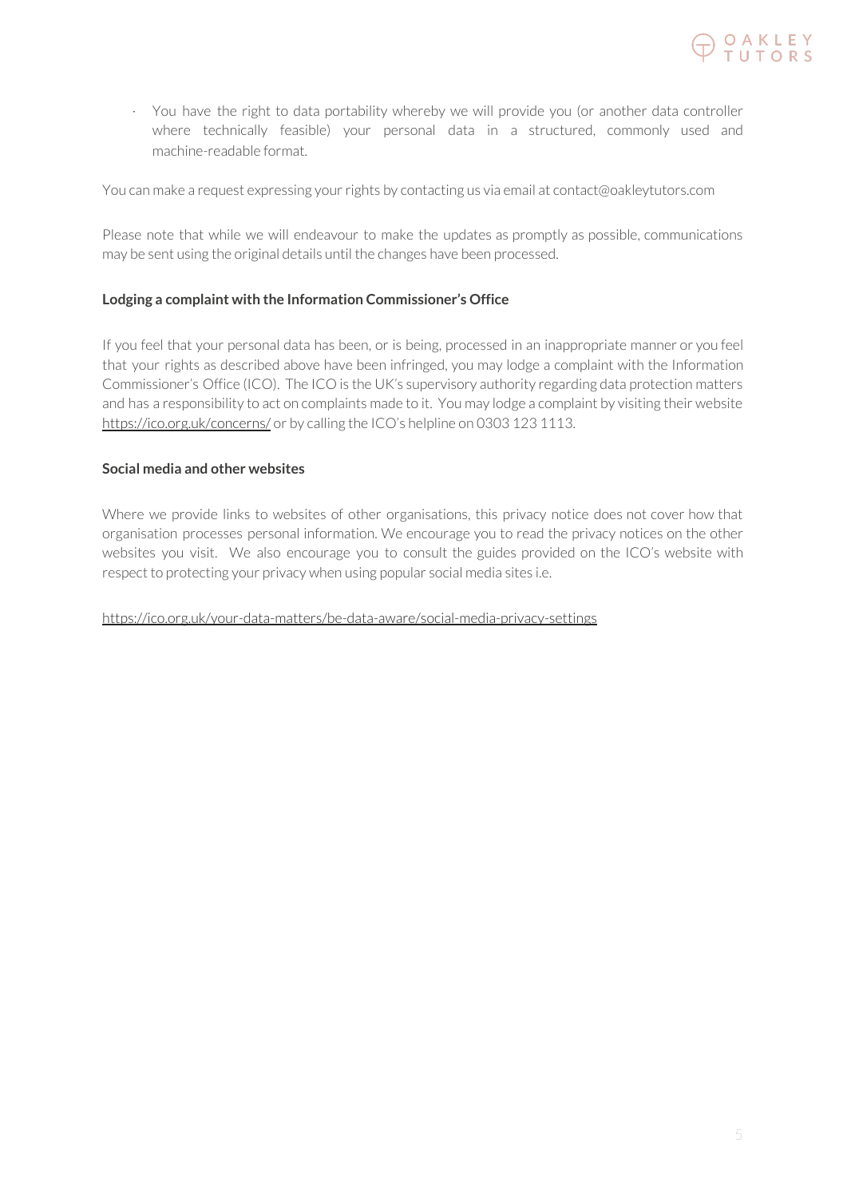- You have the right to data portability whereby we will provide you (or another data controller where technically feasible) your personal data in a structured, commonly used and machine-readable format.

You can make a request expressing your rights by contacting us via email at contact@oakleytutors.com

Please note that while we will endeavour to make the updates as promptly as possible, communications may be sent using the original details until the changes have been processed.

**Lodging a complaint with the Information Commissioner's Office**

If you feel that your personal data has been, or is being, processed in an inappropriate manner or you feel that your rights as described above have been infringed, you may lodge a complaint with the Information Commissioner's Office (ICO). The ICO is the UK's supervisory authority regarding data protection matters and has a responsibility to act on complaints made to it. You may lodge a complaint by visiting their website https://ico.org.uk/concerns/ or by calling the ICO's helpline on 0303 123 1113.

**Social media and other websites**

Where we provide links to websites of other organisations, this privacy notice does not cover how that organisation processes personal information. We encourage you to read the privacy notices on the other websites you visit. We also encourage you to consult the guides provided on the ICO's website with respect to protecting your privacy when using popular social media sites i.e.

https://ico.org.uk/your-data-matters/be-data-aware/social-media-privacy-settings